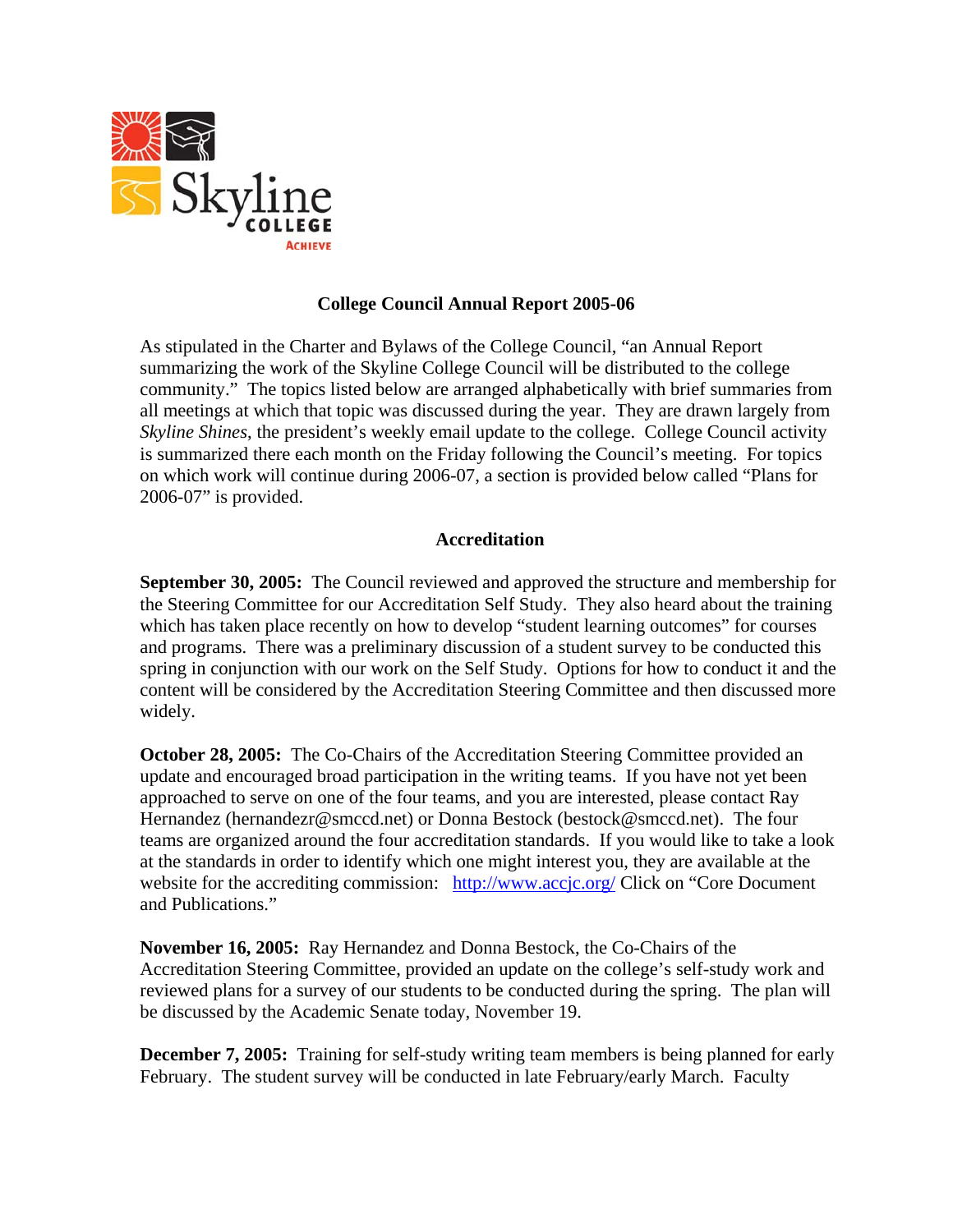# College Council Annual Report 2005-06

As stipulated in the Charter and Bylaws of the College Council, "an Annual Report summarizing the work of the Skyline College Council will be distributed to the college community." The topics listed below are arranged alphabetically with brief summaries from all meetings at which that topic was discussed during the year. They are drawn largely from *Skyline Shines*, the president's weekly email update to the college. College Council activity is summarized there each month on the Friday following the Council's meeting. For topics on which work will continue during 2006-07, a section is provided below called "Plans for 2006-07" is provided.

## Accreditation

**September 30, 2005:** The Council reviewed and approved the structure and membership for the Steering Committee for our Accreditation Self Study. They also heard about the training which has taken place recently on how to develop "student learning outcomes" for courses and programs. There was a preliminary discussion of a student survey to be conducted this spring in conjunction with our work on the Self Study. Options for how to conduct it and the content will be considered by the Accreditation Steering Committee and then discussed more widely.

**October 28, 2005:** The Co-Chairs of the Accreditation Steering Committee provided an update and encouraged broad participation in the writing teams. If you have not yet been approached to serve on one of the four teams, and you are interested, please contact Ray Hernandez (hernandezr@smccd.net) or Donna Bestock (bestock@smccd.net). The four teams are organized around the four accreditation standards. If you would like to take a look at the standards in order to identify which one might interest you, they are available at the website for the accrediting commission: http://www.accjc.org/ Click on "Core Document and Publications."

**November 16, 2005:** Ray Hernandez and Donna Bestock, the Co-Chairs of the Accreditation Steering Committee, provided an update on the college's self-study work and reviewed plans for a survey of our students to be conducted during the spring. The plan will be discussed by the Academic Senate today, November 19.

**December 7, 2005:** Training for self-study writing team members is being planned for early February. The student survey will be conducted in late February/early March. Faculty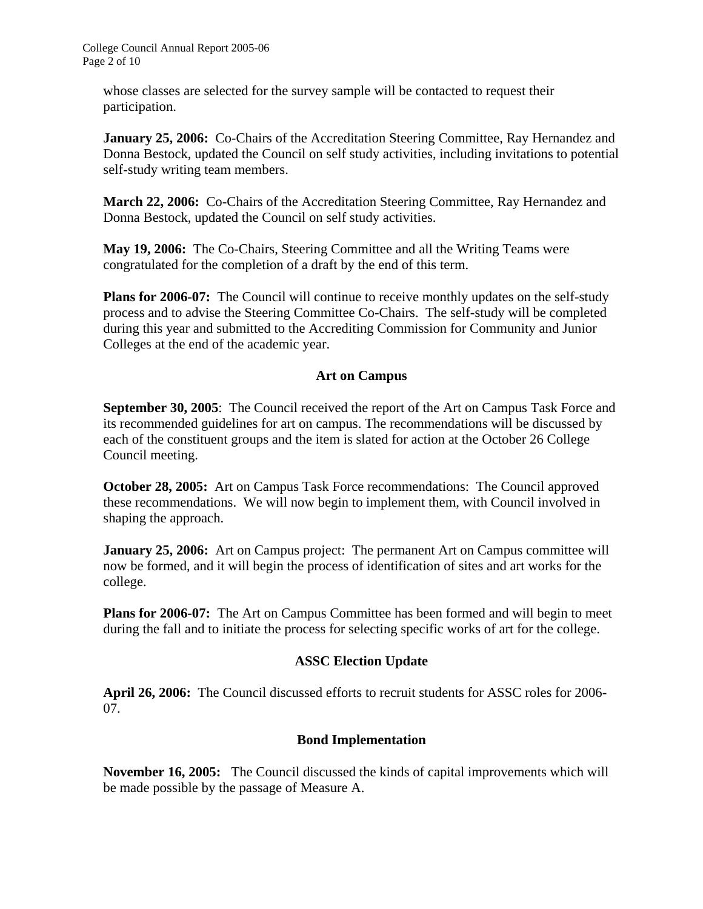whose classes are selected for the survey sample will be contacted to request their participation.

**January 25, 2006:** Co-Chairs of the Accreditation Steering Committee, Ray Hernandez and Donna Bestock, updated the Council on self study activities, including invitations to potential self-study writing team members.

**March 22, 2006:** Co-Chairs of the Accreditation Steering Committee, Ray Hernandez and Donna Bestock, updated the Council on self study activities.

**May 19, 2006:** The Co-Chairs, Steering Committee and all the Writing Teams were congratulated for the completion of a draft by the end of this term.

**Plans for 2006-07:** The Council will continue to receive monthly updates on the self-study process and to advise the Steering Committee Co-Chairs. The self-study will be completed during this year and submitted to the Accrediting Commission for Community and Junior Colleges at the end of the academic year.

## Art on Campus

**September 30, 2005**: The Council received the report of the Art on Campus Task Force and its recommended guidelines for art on campus. The recommendations will be discussed by each of the constituent groups and the item is slated for action at the October 26 College Council meeting.

**October 28, 2005:** Art on Campus Task Force recommendations: The Council approved these recommendations. We will now begin to implement them, with Council involved in shaping the approach.

**January 25, 2006:** Art on Campus project: The permanent Art on Campus committee will now be formed, and it will begin the process of identification of sites and art works for the college.

**Plans for 2006-07:** The Art on Campus Committee has been formed and will begin to meet during the fall and to initiate the process for selecting specific works of art for the college.

## ASSC Election Update

**April 26, 2006:** The Council discussed efforts to recruit students for ASSC roles for 2006-07.

## Bond Implementation

**November 16, 2005:** The Council discussed the kinds of capital improvements which will be made possible by the passage of Measure A.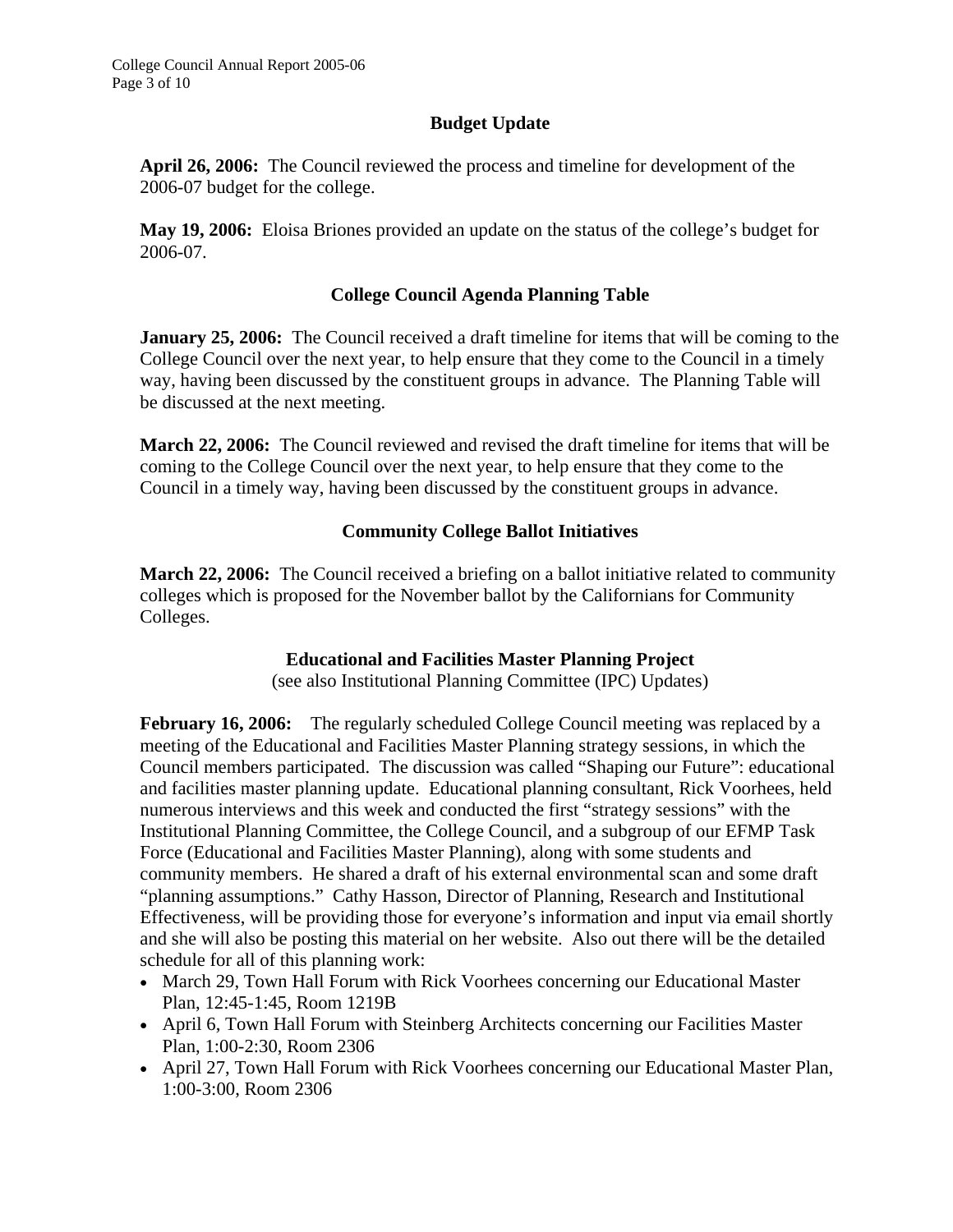## Budget Update

**April 26, 2006:** The Council reviewed the process and timeline for development of the 2006-07 budget for the college.

**May 19, 2006:** Eloisa Briones provided an update on the status of the college's budget for 2006-07.

## College Council Agenda Planning Table

**January 25, 2006:** The Council received a draft timeline for items that will be coming to the College Council over the next year, to help ensure that they come to the Council in a timely way, having been discussed by the constituent groups in advance. The Planning Table will be discussed at the next meeting.

**March 22, 2006:** The Council reviewed and revised the draft timeline for items that will be coming to the College Council over the next year, to help ensure that they come to the Council in a timely way, having been discussed by the constituent groups in advance.

## Community College Ballot Initiatives

**March 22, 2006:** The Council received a briefing on a ballot initiative related to community colleges which is proposed for the November ballot by the Californians for Community Colleges.

## Educational and Facilities Master Planning Project

(see also Institutional Planning Committee (IPC) Updates)

**February 16, 2006:** The regularly scheduled College Council meeting was replaced by a meeting of the Educational and Facilities Master Planning strategy sessions, in which the Council members participated. The discussion was called "Shaping our Future": educational and facilities master planning update. Educational planning consultant, Rick Voorhees, held numerous interviews and this week and conducted the first "strategy sessions" with the Institutional Planning Committee, the College Council, and a subgroup of our EFMP Task Force (Educational and Facilities Master Planning), along with some students and community members. He shared a draft of his external environmental scan and some draft "planning assumptions." Cathy Hasson, Director of Planning, Research and Institutional Effectiveness, will be providing those for everyone's information and input via email shortly and she will also be posting this material on her website. Also out there will be the detailed schedule for all of this planning work:

- March 29, Town Hall Forum with Rick Voorhees concerning our Educational Master Plan, 12:45-1:45, Room 1219B
- April 6, Town Hall Forum with Steinberg Architects concerning our Facilities Master Plan, 1:00-2:30, Room 2306
- April 27, Town Hall Forum with Rick Voorhees concerning our Educational Master Plan, 1:00-3:00, Room 2306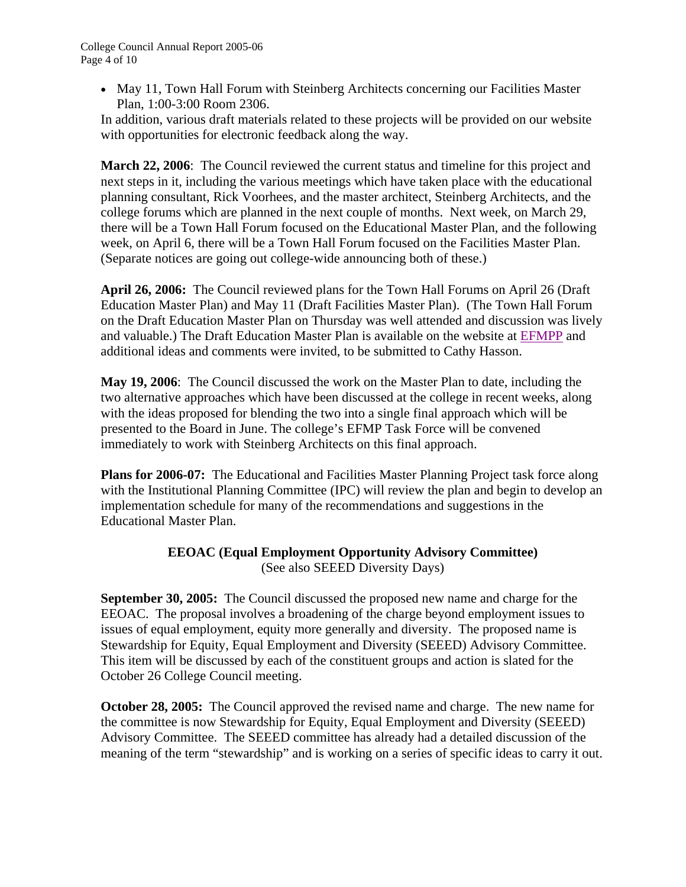- May 11, Town Hall Forum with Steinberg Architects concerning our Facilities Master Plan, 1:00-3:00 Room 2306.

In addition, various draft materials related to these projects will be provided on our website with opportunities for electronic feedback along the way.

**March 22, 2006**: The Council reviewed the current status and timeline for this project and next steps in it, including the various meetings which have taken place with the educational planning consultant, Rick Voorhees, and the master architect, Steinberg Architects, and the college forums which are planned in the next couple of months. Next week, on March 29, there will be a Town Hall Forum focused on the Educational Master Plan, and the following week, on April 6, there will be a Town Hall Forum focused on the Facilities Master Plan. (Separate notices are going out college-wide announcing both of these.)

**April 26, 2006:** The Council reviewed plans for the Town Hall Forums on April 26 (Draft Education Master Plan) and May 11 (Draft Facilities Master Plan). (The Town Hall Forum on the Draft Education Master Plan on Thursday was well attended and discussion was lively and valuable.) The Draft Education Master Plan is available on the website at EFMPP and additional ideas and comments were invited, to be submitted to Cathy Hasson.

**May 19, 2006**: The Council discussed the work on the Master Plan to date, including the two alternative approaches which have been discussed at the college in recent weeks, along with the ideas proposed for blending the two into a single final approach which will be presented to the Board in June. The college's EFMP Task Force will be convened immediately to work with Steinberg Architects on this final approach.

**Plans for 2006-07:** The Educational and Facilities Master Planning Project task force along with the Institutional Planning Committee (IPC) will review the plan and begin to develop an implementation schedule for many of the recommendations and suggestions in the Educational Master Plan.

## EEOAC (Equal Employment Opportunity Advisory Committee)

(See also SEEED Diversity Days)

**September 30, 2005:** The Council discussed the proposed new name and charge for the EEOAC. The proposal involves a broadening of the charge beyond employment issues to issues of equal employment, equity more generally and diversity. The proposed name is Stewardship for Equity, Equal Employment and Diversity (SEEED) Advisory Committee. This item will be discussed by each of the constituent groups and action is slated for the October 26 College Council meeting.

**October 28, 2005:** The Council approved the revised name and charge. The new name for the committee is now Stewardship for Equity, Equal Employment and Diversity (SEEED) Advisory Committee. The SEEED committee has already had a detailed discussion of the meaning of the term "stewardship" and is working on a series of specific ideas to carry it out.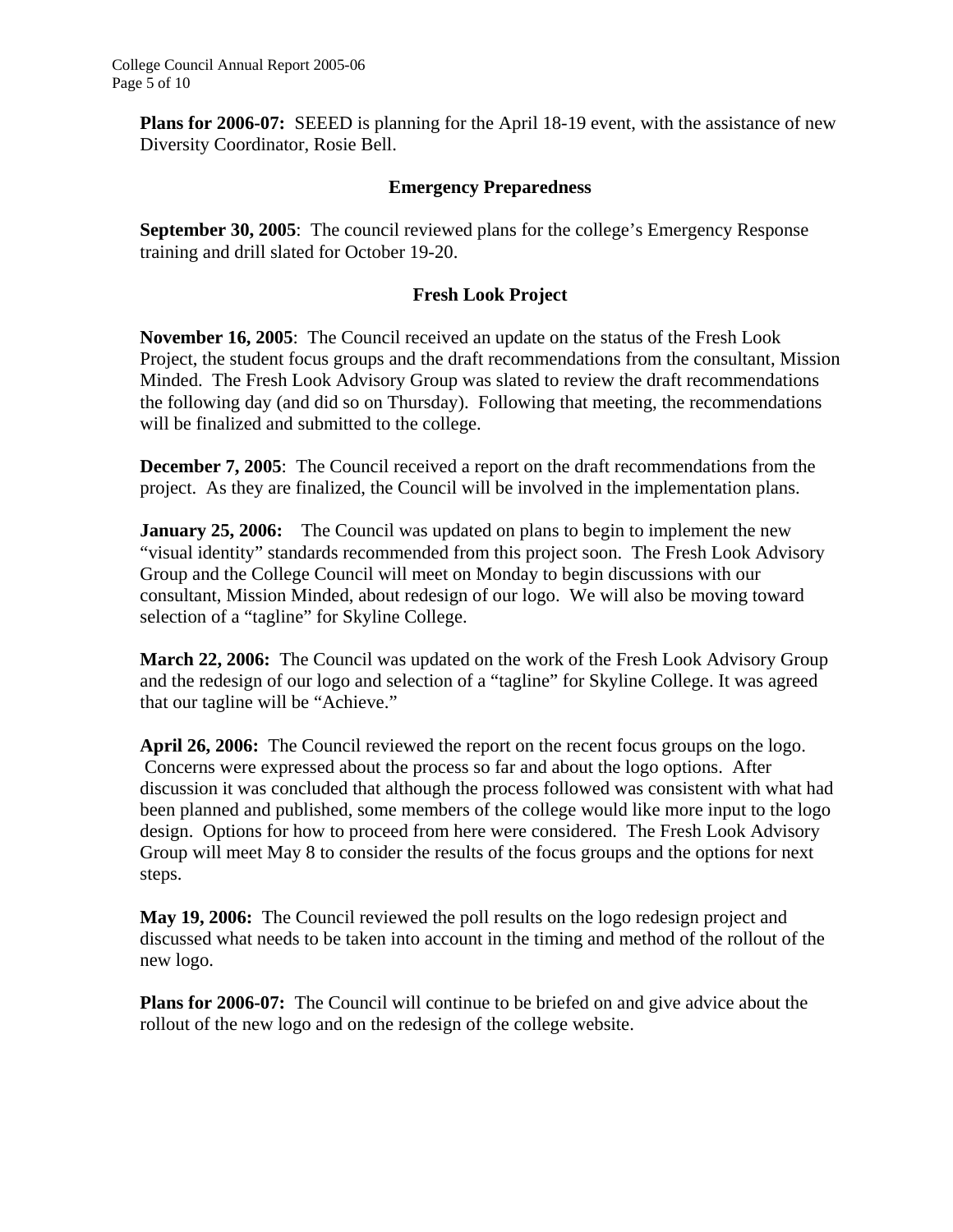**Plans for 2006-07:** SEEED is planning for the April 18-19 event, with the assistance of new Diversity Coordinator, Rosie Bell.

### Emergency Preparedness

**September 30, 2005**: The council reviewed plans for the college's Emergency Response training and drill slated for October 19-20.

### Fresh Look Project

**November 16, 2005**: The Council received an update on the status of the Fresh Look Project, the student focus groups and the draft recommendations from the consultant, Mission Minded. The Fresh Look Advisory Group was slated to review the draft recommendations the following day (and did so on Thursday). Following that meeting, the recommendations will be finalized and submitted to the college.

**December 7, 2005**: The Council received a report on the draft recommendations from the project. As they are finalized, the Council will be involved in the implementation plans.

**January 25, 2006:** The Council was updated on plans to begin to implement the new "visual identity" standards recommended from this project soon. The Fresh Look Advisory Group and the College Council will meet on Monday to begin discussions with our consultant, Mission Minded, about redesign of our logo. We will also be moving toward selection of a "tagline" for Skyline College.

**March 22, 2006:** The Council was updated on the work of the Fresh Look Advisory Group and the redesign of our logo and selection of a "tagline" for Skyline College. It was agreed that our tagline will be "Achieve."

**April 26, 2006:** The Council reviewed the report on the recent focus groups on the logo. Concerns were expressed about the process so far and about the logo options. After discussion it was concluded that although the process followed was consistent with what had been planned and published, some members of the college would like more input to the logo design. Options for how to proceed from here were considered. The Fresh Look Advisory Group will meet May 8 to consider the results of the focus groups and the options for next steps.

**May 19, 2006:** The Council reviewed the poll results on the logo redesign project and discussed what needs to be taken into account in the timing and method of the rollout of the new logo.

**Plans for 2006-07:** The Council will continue to be briefed on and give advice about the rollout of the new logo and on the redesign of the college website.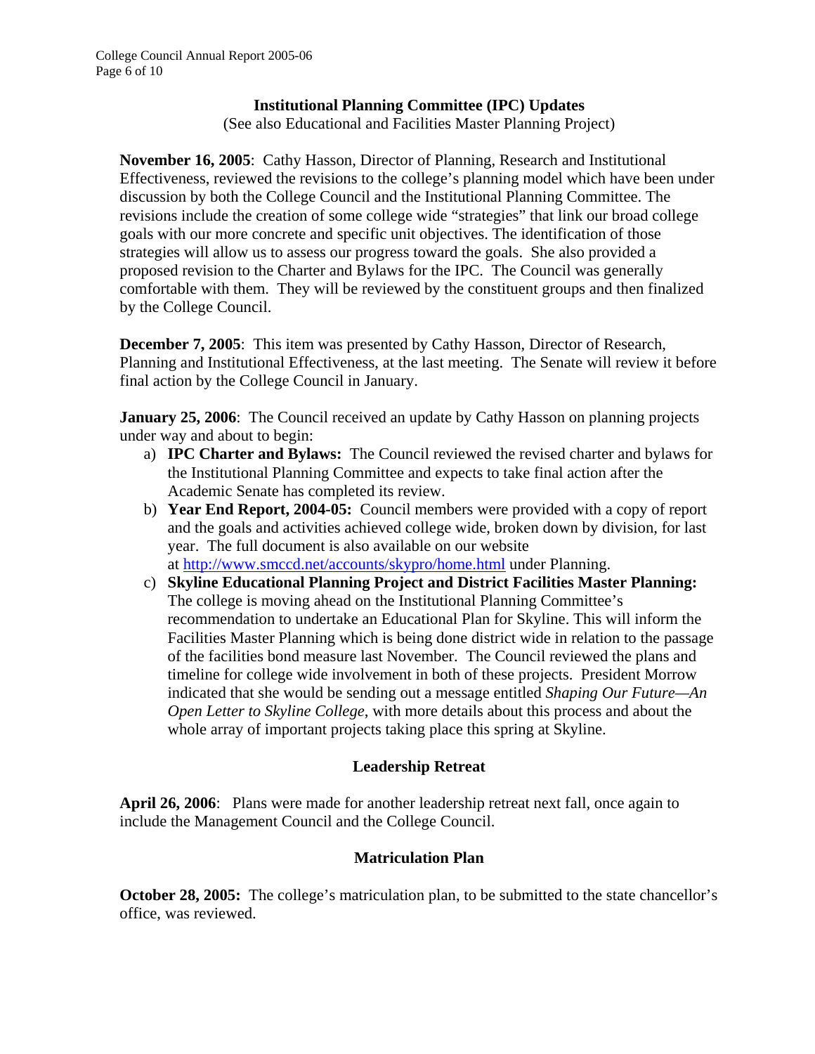## Institutional Planning Committee (IPC) Updates

(See also Educational and Facilities Master Planning Project)

**November 16, 2005**: Cathy Hasson, Director of Planning, Research and Institutional Effectiveness, reviewed the revisions to the college's planning model which have been under discussion by both the College Council and the Institutional Planning Committee. The revisions include the creation of some college wide "strategies" that link our broad college goals with our more concrete and specific unit objectives. The identification of those strategies will allow us to assess our progress toward the goals. She also provided a proposed revision to the Charter and Bylaws for the IPC. The Council was generally comfortable with them. They will be reviewed by the constituent groups and then finalized by the College Council.

**December 7, 2005**: This item was presented by Cathy Hasson, Director of Research, Planning and Institutional Effectiveness, at the last meeting. The Senate will review it before final action by the College Council in January.

**January 25, 2006**: The Council received an update by Cathy Hasson on planning projects under way and about to begin:

a) **IPC Charter and Bylaws:** The Council reviewed the revised charter and bylaws for the Institutional Planning Committee and expects to take final action after the Academic Senate has completed its review.

b) **Year End Report, 2004-05:** Council members were provided with a copy of report and the goals and activities achieved college wide, broken down by division, for last year. The full document is also available on our website at http://www.smccd.net/accounts/skypro/home.html under Planning.

c) **Skyline Educational Planning Project and District Facilities Master Planning:** The college is moving ahead on the Institutional Planning Committee's recommendation to undertake an Educational Plan for Skyline. This will inform the Facilities Master Planning which is being done district wide in relation to the passage of the facilities bond measure last November. The Council reviewed the plans and timeline for college wide involvement in both of these projects. President Morrow indicated that she would be sending out a message entitled *Shaping Our Future—An Open Letter to Skyline College*, with more details about this process and about the whole array of important projects taking place this spring at Skyline.

## Leadership Retreat

**April 26, 2006**: Plans were made for another leadership retreat next fall, once again to include the Management Council and the College Council.

## Matriculation Plan

**October 28, 2005:** The college's matriculation plan, to be submitted to the state chancellor's office, was reviewed.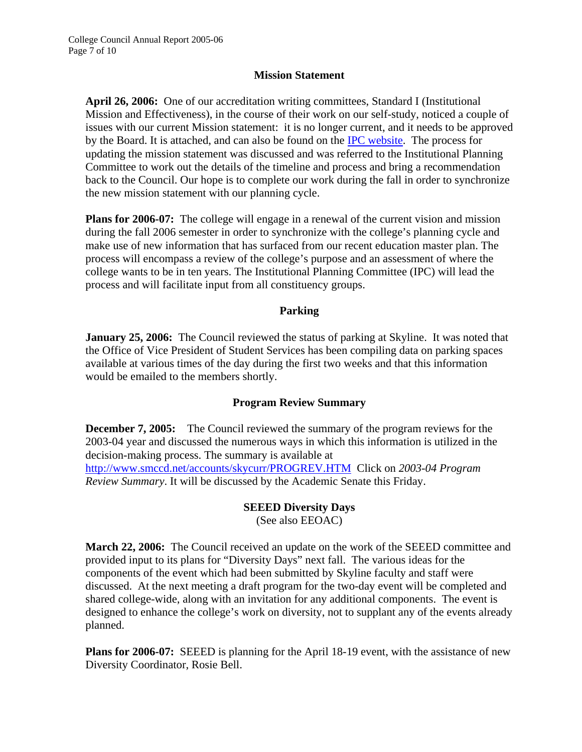## Mission Statement

**April 26, 2006:** One of our accreditation writing committees, Standard I (Institutional Mission and Effectiveness), in the course of their work on our self-study, noticed a couple of issues with our current Mission statement: it is no longer current, and it needs to be approved by the Board. It is attached, and can also be found on the [IPC website](). The process for updating the mission statement was discussed and was referred to the Institutional Planning Committee to work out the details of the timeline and process and bring a recommendation back to the Council. Our hope is to complete our work during the fall in order to synchronize the new mission statement with our planning cycle.

**Plans for 2006-07:** The college will engage in a renewal of the current vision and mission during the fall 2006 semester in order to synchronize with the college's planning cycle and make use of new information that has surfaced from our recent education master plan. The process will encompass a review of the college's purpose and an assessment of where the college wants to be in ten years. The Institutional Planning Committee (IPC) will lead the process and will facilitate input from all constituency groups.

## Parking

**January 25, 2006:** The Council reviewed the status of parking at Skyline. It was noted that the Office of Vice President of Student Services has been compiling data on parking spaces available at various times of the day during the first two weeks and that this information would be emailed to the members shortly.

## Program Review Summary

**December 7, 2005:** The Council reviewed the summary of the program reviews for the 2003-04 year and discussed the numerous ways in which this information is utilized in the decision-making process. The summary is available at http://www.smccd.net/accounts/skycurr/PROGREV.HTM Click on *2003-04 Program Review Summary*. It will be discussed by the Academic Senate this Friday.

## SEEED Diversity Days

(See also EEOAC)

**March 22, 2006:** The Council received an update on the work of the SEEED committee and provided input to its plans for "Diversity Days" next fall. The various ideas for the components of the event which had been submitted by Skyline faculty and staff were discussed. At the next meeting a draft program for the two-day event will be completed and shared college-wide, along with an invitation for any additional components. The event is designed to enhance the college's work on diversity, not to supplant any of the events already planned.

**Plans for 2006-07:** SEEED is planning for the April 18-19 event, with the assistance of new Diversity Coordinator, Rosie Bell.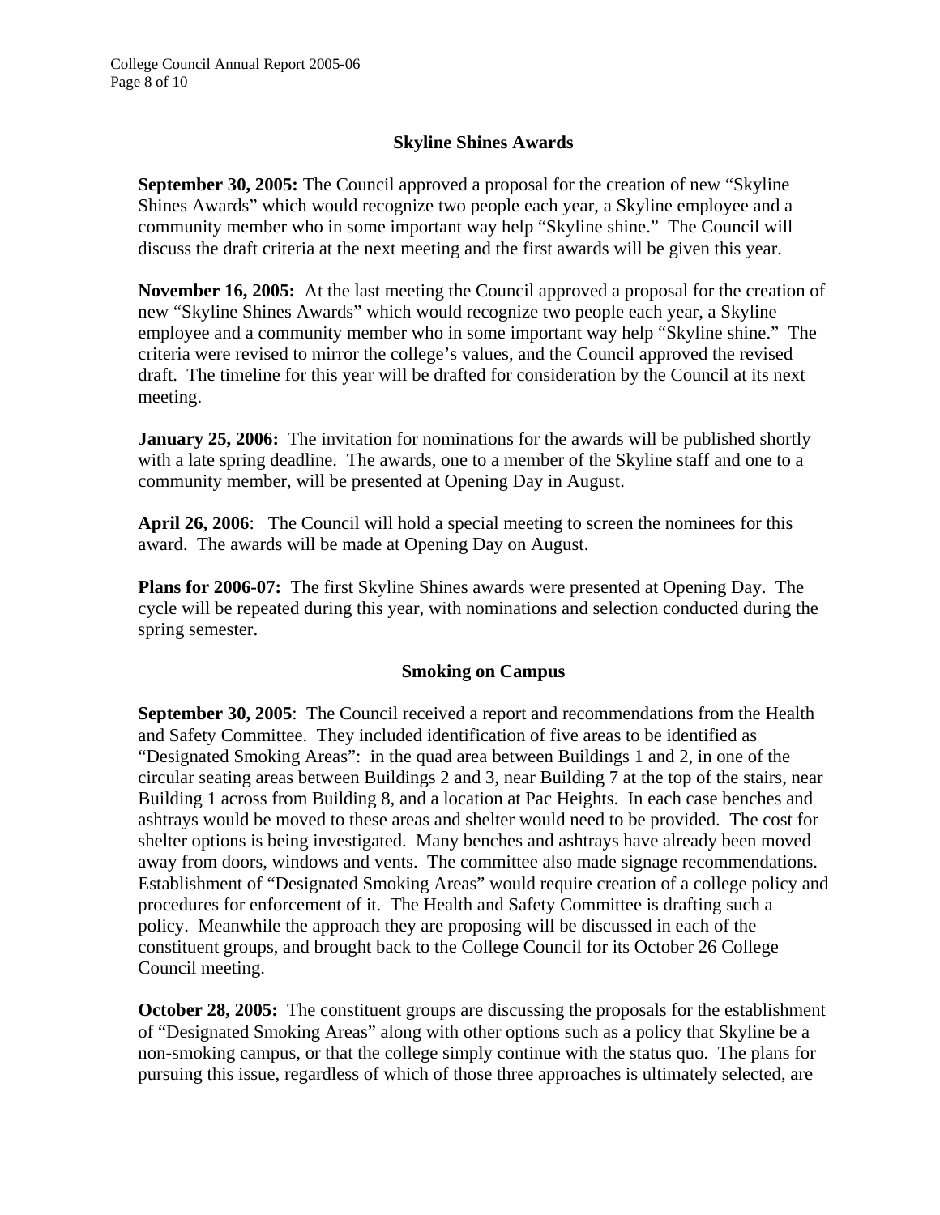## Skyline Shines Awards

**September 30, 2005:** The Council approved a proposal for the creation of new "Skyline Shines Awards" which would recognize two people each year, a Skyline employee and a community member who in some important way help "Skyline shine." The Council will discuss the draft criteria at the next meeting and the first awards will be given this year.

**November 16, 2005:** At the last meeting the Council approved a proposal for the creation of new "Skyline Shines Awards" which would recognize two people each year, a Skyline employee and a community member who in some important way help "Skyline shine." The criteria were revised to mirror the college's values, and the Council approved the revised draft. The timeline for this year will be drafted for consideration by the Council at its next meeting.

**January 25, 2006:** The invitation for nominations for the awards will be published shortly with a late spring deadline. The awards, one to a member of the Skyline staff and one to a community member, will be presented at Opening Day in August.

**April 26, 2006**: The Council will hold a special meeting to screen the nominees for this award. The awards will be made at Opening Day on August.

**Plans for 2006-07:** The first Skyline Shines awards were presented at Opening Day. The cycle will be repeated during this year, with nominations and selection conducted during the spring semester.

## Smoking on Campus

**September 30, 2005**: The Council received a report and recommendations from the Health and Safety Committee. They included identification of five areas to be identified as "Designated Smoking Areas": in the quad area between Buildings 1 and 2, in one of the circular seating areas between Buildings 2 and 3, near Building 7 at the top of the stairs, near Building 1 across from Building 8, and a location at Pac Heights. In each case benches and ashtrays would be moved to these areas and shelter would need to be provided. The cost for shelter options is being investigated. Many benches and ashtrays have already been moved away from doors, windows and vents. The committee also made signage recommendations. Establishment of "Designated Smoking Areas" would require creation of a college policy and procedures for enforcement of it. The Health and Safety Committee is drafting such a policy. Meanwhile the approach they are proposing will be discussed in each of the constituent groups, and brought back to the College Council for its October 26 College Council meeting.

**October 28, 2005:** The constituent groups are discussing the proposals for the establishment of "Designated Smoking Areas" along with other options such as a policy that Skyline be a non-smoking campus, or that the college simply continue with the status quo. The plans for pursuing this issue, regardless of which of those three approaches is ultimately selected, are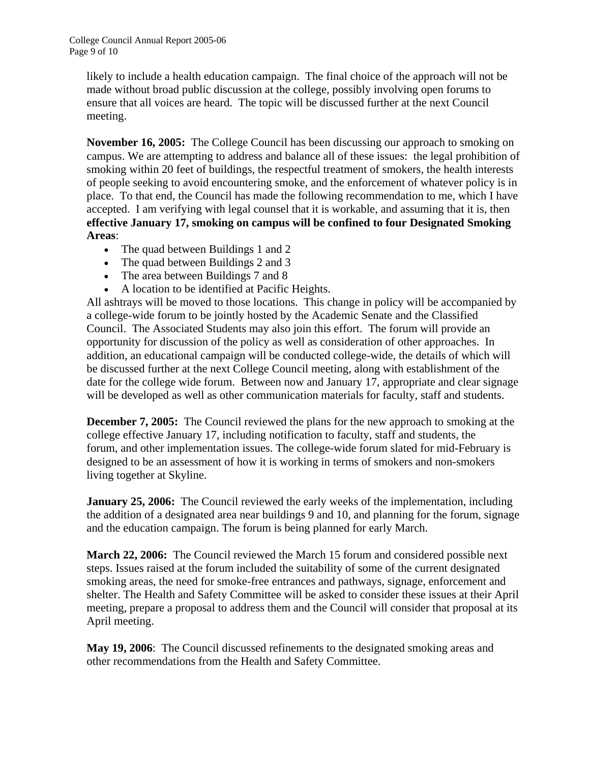likely to include a health education campaign. The final choice of the approach will not be made without broad public discussion at the college, possibly involving open forums to ensure that all voices are heard. The topic will be discussed further at the next Council meeting.

**November 16, 2005:** The College Council has been discussing our approach to smoking on campus. We are attempting to address and balance all of these issues: the legal prohibition of smoking within 20 feet of buildings, the respectful treatment of smokers, the health interests of people seeking to avoid encountering smoke, and the enforcement of whatever policy is in place. To that end, the Council has made the following recommendation to me, which I have accepted. I am verifying with legal counsel that it is workable, and assuming that it is, then **effective January 17, smoking on campus will be confined to four Designated Smoking Areas**:

- The quad between Buildings 1 and 2
- The quad between Buildings 2 and 3
- The area between Buildings 7 and 8
- A location to be identified at Pacific Heights.

All ashtrays will be moved to those locations. This change in policy will be accompanied by a college-wide forum to be jointly hosted by the Academic Senate and the Classified Council. The Associated Students may also join this effort. The forum will provide an opportunity for discussion of the policy as well as consideration of other approaches. In addition, an educational campaign will be conducted college-wide, the details of which will be discussed further at the next College Council meeting, along with establishment of the date for the college wide forum. Between now and January 17, appropriate and clear signage will be developed as well as other communication materials for faculty, staff and students.

**December 7, 2005:** The Council reviewed the plans for the new approach to smoking at the college effective January 17, including notification to faculty, staff and students, the forum, and other implementation issues. The college-wide forum slated for mid-February is designed to be an assessment of how it is working in terms of smokers and non-smokers living together at Skyline.

**January 25, 2006:** The Council reviewed the early weeks of the implementation, including the addition of a designated area near buildings 9 and 10, and planning for the forum, signage and the education campaign. The forum is being planned for early March.

**March 22, 2006:** The Council reviewed the March 15 forum and considered possible next steps. Issues raised at the forum included the suitability of some of the current designated smoking areas, the need for smoke-free entrances and pathways, signage, enforcement and shelter. The Health and Safety Committee will be asked to consider these issues at their April meeting, prepare a proposal to address them and the Council will consider that proposal at its April meeting.

**May 19, 2006**: The Council discussed refinements to the designated smoking areas and other recommendations from the Health and Safety Committee.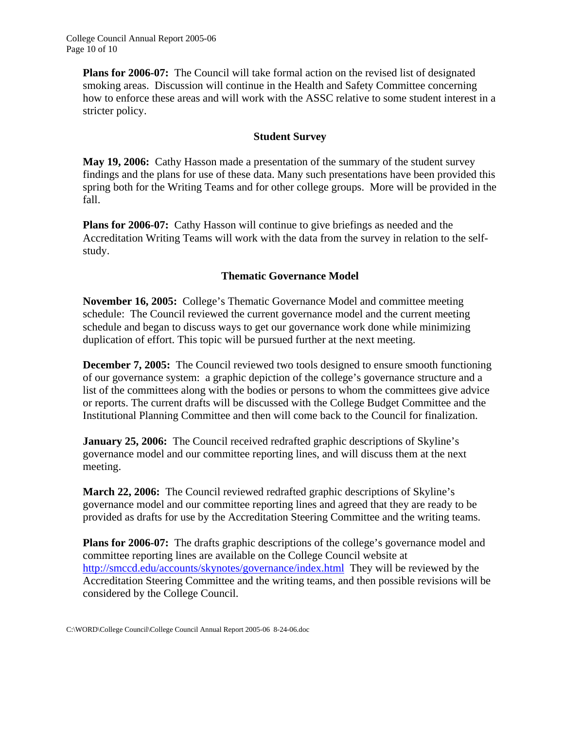**Plans for 2006-07:** The Council will take formal action on the revised list of designated smoking areas. Discussion will continue in the Health and Safety Committee concerning how to enforce these areas and will work with the ASSC relative to some student interest in a stricter policy.

### Student Survey

**May 19, 2006:** Cathy Hasson made a presentation of the summary of the student survey findings and the plans for use of these data. Many such presentations have been provided this spring both for the Writing Teams and for other college groups. More will be provided in the fall.

**Plans for 2006-07:** Cathy Hasson will continue to give briefings as needed and the Accreditation Writing Teams will work with the data from the survey in relation to the self-study.

### Thematic Governance Model

**November 16, 2005:** College's Thematic Governance Model and committee meeting schedule: The Council reviewed the current governance model and the current meeting schedule and began to discuss ways to get our governance work done while minimizing duplication of effort. This topic will be pursued further at the next meeting.

**December 7, 2005:** The Council reviewed two tools designed to ensure smooth functioning of our governance system: a graphic depiction of the college's governance structure and a list of the committees along with the bodies or persons to whom the committees give advice or reports. The current drafts will be discussed with the College Budget Committee and the Institutional Planning Committee and then will come back to the Council for finalization.

**January 25, 2006:** The Council received redrafted graphic descriptions of Skyline's governance model and our committee reporting lines, and will discuss them at the next meeting.

**March 22, 2006:** The Council reviewed redrafted graphic descriptions of Skyline's governance model and our committee reporting lines and agreed that they are ready to be provided as drafts for use by the Accreditation Steering Committee and the writing teams.

**Plans for 2006-07:** The drafts graphic descriptions of the college's governance model and committee reporting lines are available on the College Council website at http://smccd.edu/accounts/skynotes/governance/index.html They will be reviewed by the Accreditation Steering Committee and the writing teams, and then possible revisions will be considered by the College Council.